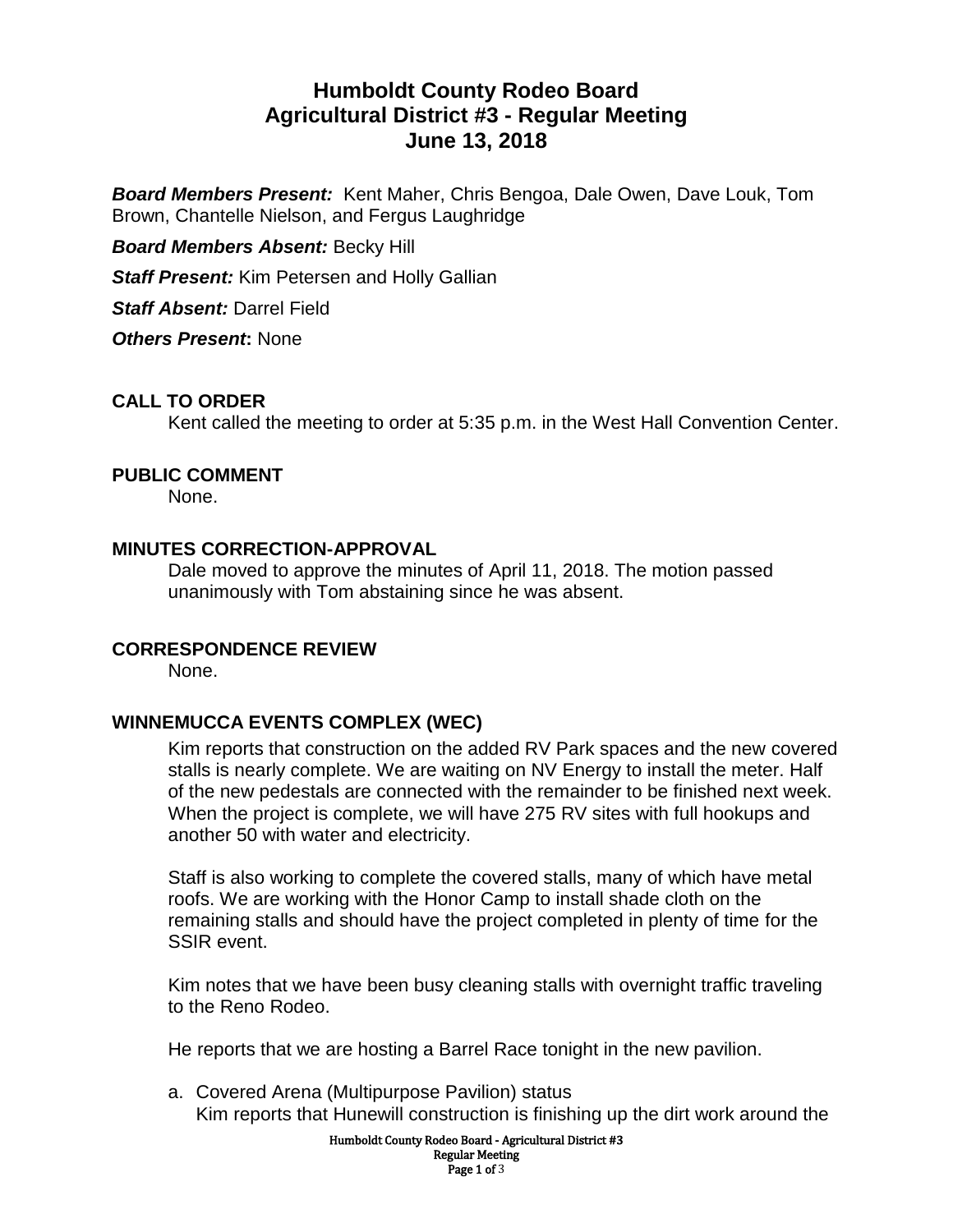# Humboldt County Rodeo Board
# Agricultural District #3 - Regular Meeting
# June 13, 2018

***Board Members Present:*** Kent Maher, Chris Bengoa, Dale Owen, Dave Louk, Tom Brown, Chantelle Nielson, and Fergus Laughridge

***Board Members Absent:*** Becky Hill

***Staff Present:*** Kim Petersen and Holly Gallian

***Staff Absent:*** Darrel Field

***Others Present*:** None

## CALL TO ORDER

Kent called the meeting to order at 5:35 p.m. in the West Hall Convention Center.

## PUBLIC COMMENT

None.

## MINUTES CORRECTION-APPROVAL

Dale moved to approve the minutes of April 11, 2018. The motion passed unanimously with Tom abstaining since he was absent.

## CORRESPONDENCE REVIEW

None.

## WINNEMUCCA EVENTS COMPLEX (WEC)

Kim reports that construction on the added RV Park spaces and the new covered stalls is nearly complete. We are waiting on NV Energy to install the meter. Half of the new pedestals are connected with the remainder to be finished next week. When the project is complete, we will have 275 RV sites with full hookups and another 50 with water and electricity.

Staff is also working to complete the covered stalls, many of which have metal roofs. We are working with the Honor Camp to install shade cloth on the remaining stalls and should have the project completed in plenty of time for the SSIR event.

Kim notes that we have been busy cleaning stalls with overnight traffic traveling to the Reno Rodeo.

He reports that we are hosting a Barrel Race tonight in the new pavilion.

a. Covered Arena (Multipurpose Pavilion) status
   Kim reports that Hunewill construction is finishing up the dirt work around the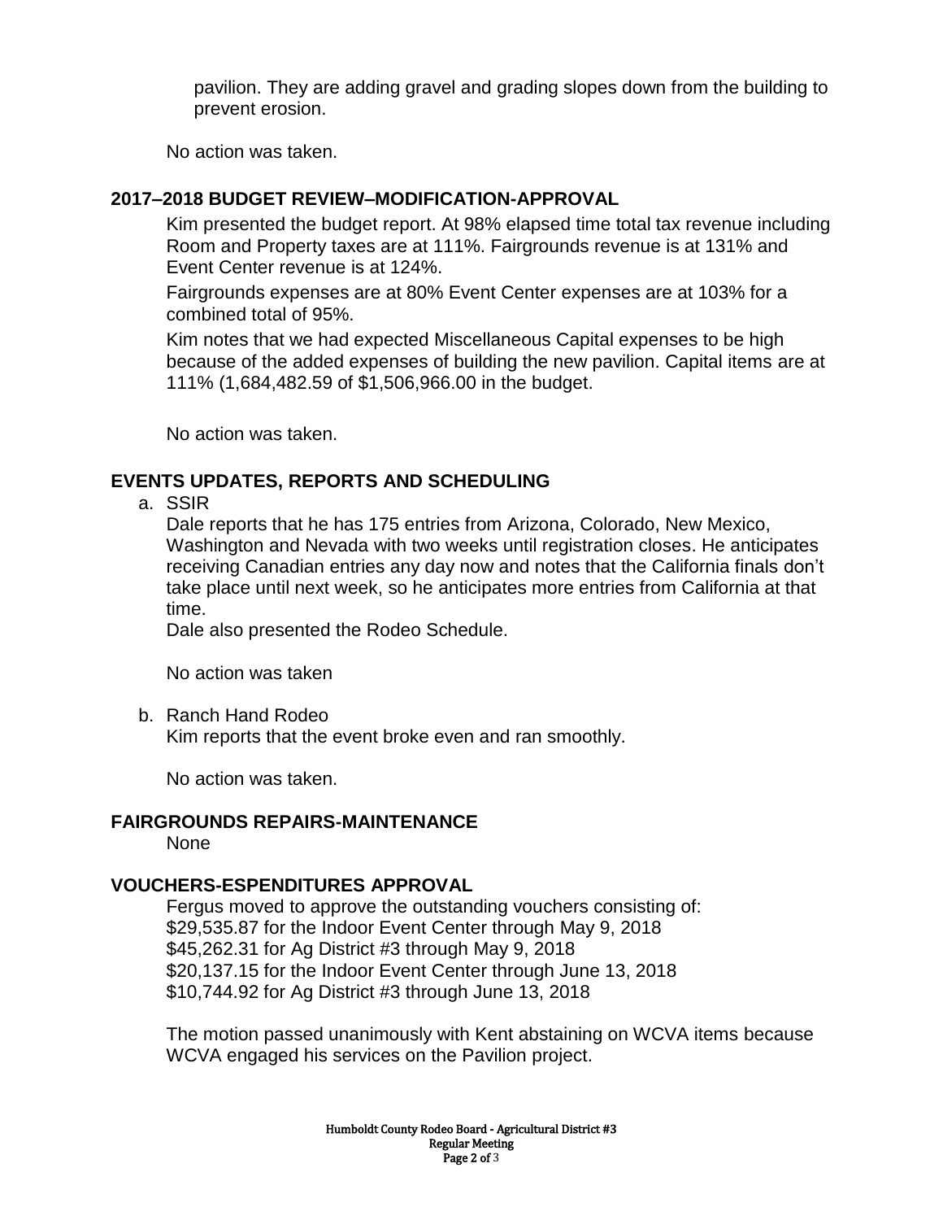pavilion. They are adding gravel and grading slopes down from the building to prevent erosion.

No action was taken.

**2017–2018 BUDGET REVIEW–MODIFICATION-APPROVAL**

Kim presented the budget report. At 98% elapsed time total tax revenue including Room and Property taxes are at 111%. Fairgrounds revenue is at 131% and Event Center revenue is at 124%.

Fairgrounds expenses are at 80% Event Center expenses are at 103% for a combined total of 95%.

Kim notes that we had expected Miscellaneous Capital expenses to be high because of the added expenses of building the new pavilion. Capital items are at 111% (1,684,482.59 of $1,506,966.00 in the budget.

No action was taken.

**EVENTS UPDATES, REPORTS AND SCHEDULING**

a. SSIR

   Dale reports that he has 175 entries from Arizona, Colorado, New Mexico, Washington and Nevada with two weeks until registration closes. He anticipates receiving Canadian entries any day now and notes that the California finals don't take place until next week, so he anticipates more entries from California at that time.

   Dale also presented the Rodeo Schedule.

   No action was taken

b. Ranch Hand Rodeo

   Kim reports that the event broke even and ran smoothly.

   No action was taken.

**FAIRGROUNDS REPAIRS-MAINTENANCE**

None

**VOUCHERS-ESPENDITURES APPROVAL**

Fergus moved to approve the outstanding vouchers consisting of:
$29,535.87 for the Indoor Event Center through May 9, 2018
$45,262.31 for Ag District #3 through May 9, 2018
$20,137.15 for the Indoor Event Center through June 13, 2018
$10,744.92 for Ag District #3 through June 13, 2018

The motion passed unanimously with Kent abstaining on WCVA items because WCVA engaged his services on the Pavilion project.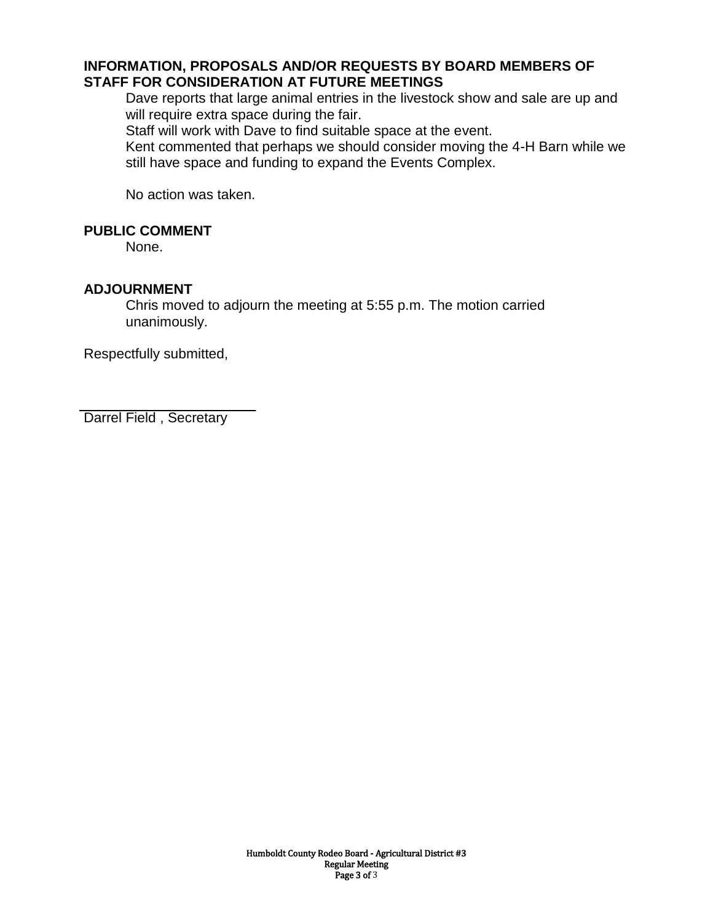**INFORMATION, PROPOSALS AND/OR REQUESTS BY BOARD MEMBERS OF STAFF FOR CONSIDERATION AT FUTURE MEETINGS**

Dave reports that large animal entries in the livestock show and sale are up and will require extra space during the fair.

Staff will work with Dave to find suitable space at the event.

Kent commented that perhaps we should consider moving the 4-H Barn while we still have space and funding to expand the Events Complex.

No action was taken.

**PUBLIC COMMENT**

None.

**ADJOURNMENT**

Chris moved to adjourn the meeting at 5:55 p.m. The motion carried unanimously.

Respectfully submitted,

\_\_\_\_\_\_\_\_\_\_\_\_\_\_\_\_\_\_\_\_\_\_

Darrel Field , Secretary